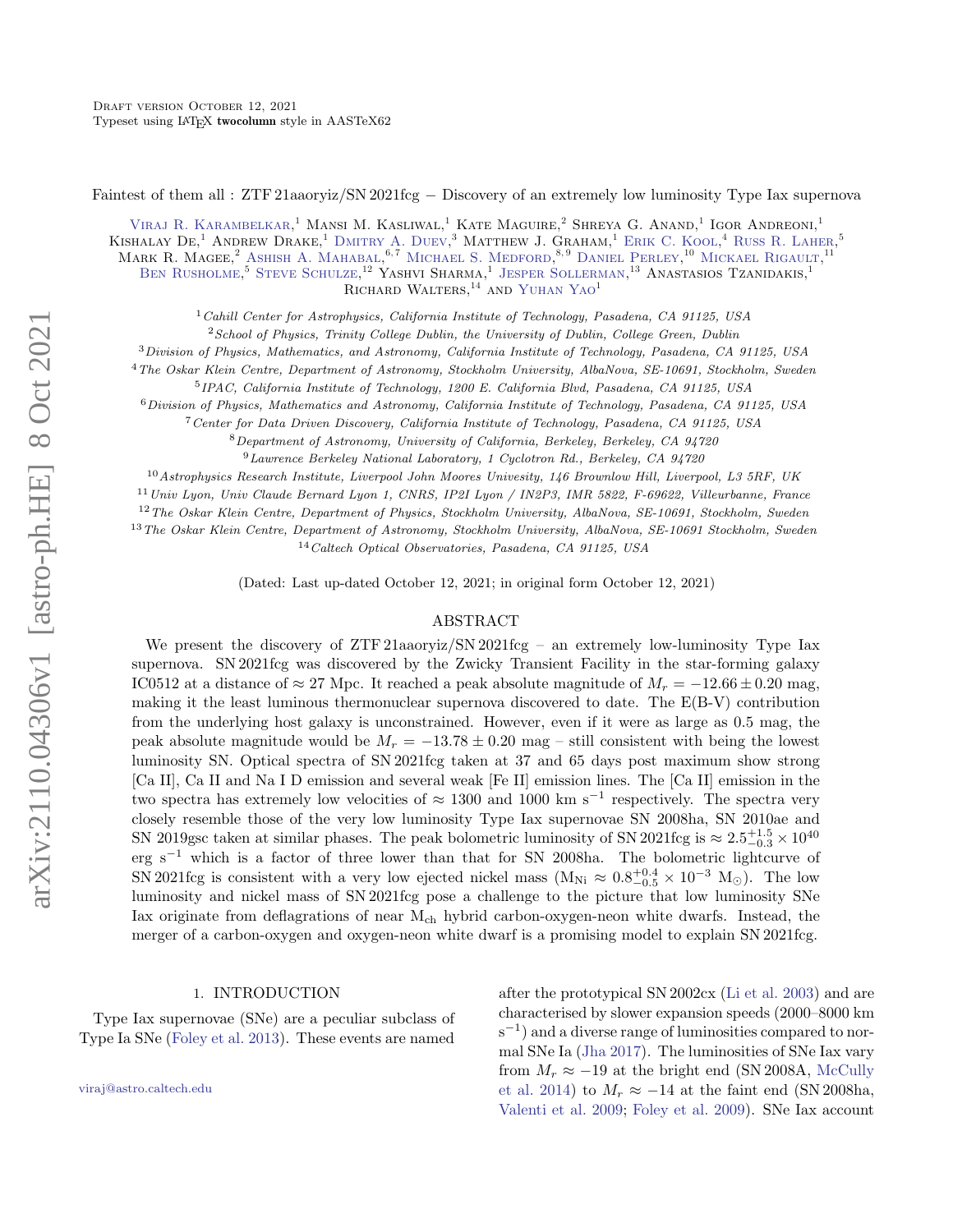Draft version October 12, 2021
Typeset using LATEX **twocolumn** style in AASTeX62

# Faintest of them all : ZTF 21aaoryiz/SN 2021fcg − Discovery of an extremely low luminosity Type Iax supernova

Viraj R. Karambelkar,[1] Mansi M. Kasliwal,[1] Kate Maguire,[2] Shreya G. Anand,[1] Igor Andreoni,[1] Kishalay De,[1] Andrew Drake,[1] Dmitry A. Duev,[3] Matthew J. Graham,[1] Erik C. Kool,[4] Russ R. Laher,[5] Mark R. Magee,[2] Ashish A. Mahabal,[6,7] Michael S. Medford,[8,9] Daniel Perley,[10] Mickael Rigault,[11] Ben Rusholme,[5] Steve Schulze,[12] Yashvi Sharma,[1] Jesper Sollerman,[13] Anastasios Tzanidakis,[1] Richard Walters,[14] and Yuhan Yao[1]

[1] *Cahill Center for Astrophysics, California Institute of Technology, Pasadena, CA 91125, USA*
[2] *School of Physics, Trinity College Dublin, the University of Dublin, College Green, Dublin*
[3] *Division of Physics, Mathematics, and Astronomy, California Institute of Technology, Pasadena, CA 91125, USA*
[4] *The Oskar Klein Centre, Department of Astronomy, Stockholm University, AlbaNova, SE-10691, Stockholm, Sweden*
[5] *IPAC, California Institute of Technology, 1200 E. California Blvd, Pasadena, CA 91125, USA*
[6] *Division of Physics, Mathematics and Astronomy, California Institute of Technology, Pasadena, CA 91125, USA*
[7] *Center for Data Driven Discovery, California Institute of Technology, Pasadena, CA 91125, USA*
[8] *Department of Astronomy, University of California, Berkeley, Berkeley, CA 94720*
[9] *Lawrence Berkeley National Laboratory, 1 Cyclotron Rd., Berkeley, CA 94720*
[10] *Astrophysics Research Institute, Liverpool John Moores Univesity, 146 Brownlow Hill, Liverpool, L3 5RF, UK*
[11] *Univ Lyon, Univ Claude Bernard Lyon 1, CNRS, IP2I Lyon / IN2P3, IMR 5822, F-69622, Villeurbanne, France*
[12] *The Oskar Klein Centre, Department of Physics, Stockholm University, AlbaNova, SE-10691, Stockholm, Sweden*
[13] *The Oskar Klein Centre, Department of Astronomy, Stockholm University, AlbaNova, SE-10691 Stockholm, Sweden*
[14] *Caltech Optical Observatories, Pasadena, CA 91125, USA*

(Dated: Last up-dated October 12, 2021; in original form October 12, 2021)

## ABSTRACT

We present the discovery of ZTF 21aaoryiz/SN 2021fcg – an extremely low-luminosity Type Iax supernova. SN 2021fcg was discovered by the Zwicky Transient Facility in the star-forming galaxy IC0512 at a distance of ≈ 27 Mpc. It reached a peak absolute magnitude of $M_r = -12.66 \pm 0.20$ mag, making it the least luminous thermonuclear supernova discovered to date. The E(B-V) contribution from the underlying host galaxy is unconstrained. However, even if it were as large as 0.5 mag, the peak absolute magnitude would be $M_r = -13.78 \pm 0.20$ mag – still consistent with being the lowest luminosity SN. Optical spectra of SN 2021fcg taken at 37 and 65 days post maximum show strong [Ca II], Ca II and Na I D emission and several weak [Fe II] emission lines. The [Ca II] emission in the two spectra has extremely low velocities of ≈ 1300 and 1000 km s$^{-1}$ respectively. The spectra very closely resemble those of the very low luminosity Type Iax supernovae SN 2008ha, SN 2010ae and SN 2019gsc taken at similar phases. The peak bolometric luminosity of SN 2021fcg is $\approx 2.5^{+1.5}_{-0.3} \times 10^{40}$ erg s$^{-1}$ which is a factor of three lower than that for SN 2008ha. The bolometric lightcurve of SN 2021fcg is consistent with a very low ejected nickel mass ($M_{Ni} \approx 0.8^{+0.4}_{-0.5} \times 10^{-3}$ M$_\odot$). The low luminosity and nickel mass of SN 2021fcg pose a challenge to the picture that low luminosity SNe Iax originate from deflagrations of near M$_{ch}$ hybrid carbon-oxygen-neon white dwarfs. Instead, the merger of a carbon-oxygen and oxygen-neon white dwarf is a promising model to explain SN 2021fcg.

## 1. INTRODUCTION

Type Iax supernovae (SNe) are a peculiar subclass of Type Ia SNe (Foley et al. 2013). These events are named after the prototypical SN 2002cx (Li et al. 2003) and are characterised by slower expansion speeds (2000–8000 km s$^{-1}$) and a diverse range of luminosities compared to normal SNe Ia (Jha 2017). The luminosities of SNe Iax vary from $M_r \approx -19$ at the bright end (SN 2008A, McCully et al. 2014) to $M_r \approx -14$ at the faint end (SN 2008ha, Valenti et al. 2009; Foley et al. 2009). SNe Iax account

viraj@astro.caltech.edu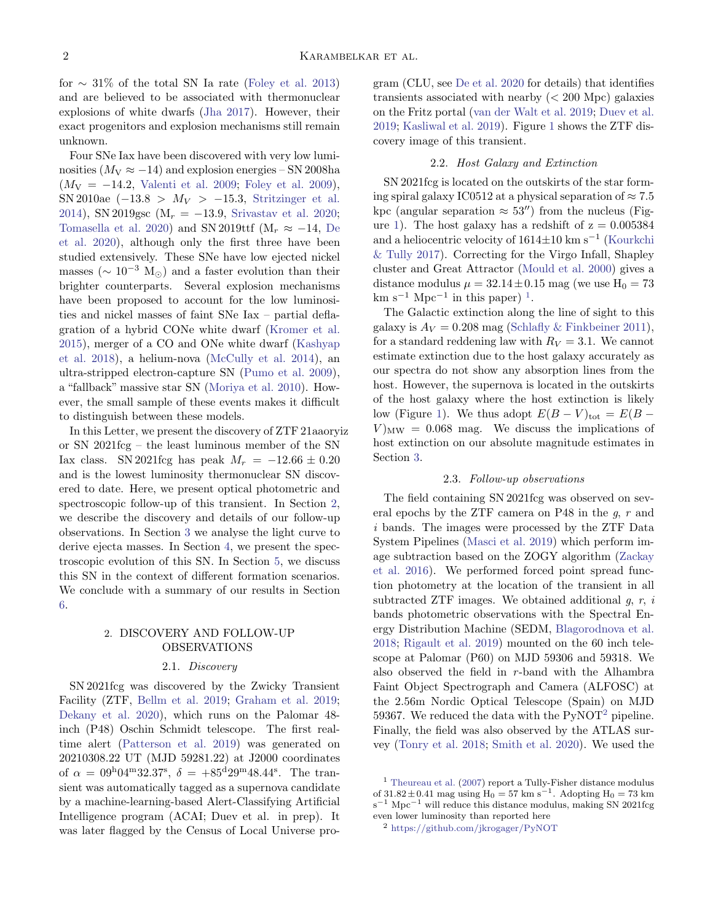for $\sim 31\%$ of the total SN Ia rate (Foley et al. 2013) and are believed to be associated with thermonuclear explosions of white dwarfs (Jha 2017). However, their exact progenitors and explosion mechanisms still remain unknown.

Four SNe Iax have been discovered with very low luminosities ($M_{\rm V} \approx -14$) and explosion energies – SN 2008ha ($M_{\rm V} = -14.2$, Valenti et al. 2009; Foley et al. 2009), SN 2010ae ($-13.8 > M_V > -15.3$, Stritzinger et al. 2014), SN 2019gsc ($M_r = -13.9$, Srivastav et al. 2020; Tomasella et al. 2020) and SN 2019ttf ($M_r \approx -14$, De et al. 2020), although only the first three have been studied extensively. These SNe have low ejected nickel masses ($\sim 10^{-3}$ $M_\odot$) and a faster evolution than their brighter counterparts. Several explosion mechanisms have been proposed to account for the low luminosities and nickel masses of faint SNe Iax – partial deflagration of a hybrid CONe white dwarf (Kromer et al. 2015), merger of a CO and ONe white dwarf (Kashyap et al. 2018), a helium-nova (McCully et al. 2014), an ultra-stripped electron-capture SN (Pumo et al. 2009), a "fallback" massive star SN (Moriya et al. 2010). However, the small sample of these events makes it difficult to distinguish between these models.

In this Letter, we present the discovery of ZTF 21aaoryiz or SN 2021fcg – the least luminous member of the SN Iax class. SN 2021fcg has peak $M_r = -12.66 \pm 0.20$ and is the lowest luminosity thermonuclear SN discovered to date. Here, we present optical photometric and spectroscopic follow-up of this transient. In Section 2, we describe the discovery and details of our follow-up observations. In Section 3 we analyse the light curve to derive ejecta masses. In Section 4, we present the spectroscopic evolution of this SN. In Section 5, we discuss this SN in the context of different formation scenarios. We conclude with a summary of our results in Section 6.

## 2. DISCOVERY AND FOLLOW-UP OBSERVATIONS

### 2.1. *Discovery*

SN 2021fcg was discovered by the Zwicky Transient Facility (ZTF, Bellm et al. 2019; Graham et al. 2019; Dekany et al. 2020), which runs on the Palomar 48-inch (P48) Oschin Schmidt telescope. The first real-time alert (Patterson et al. 2019) was generated on 20210308.22 UT (MJD 59281.22) at J2000 coordinates of $\alpha = 09^{\rm h}04^{\rm m}32.37^{\rm s}$, $\delta = +85^{\rm d}29^{\rm m}48.44^{\rm s}$. The transient was automatically tagged as a supernova candidate by a machine-learning-based Alert-Classifying Artificial Intelligence program (ACAI; Duev et al. in prep). It was later flagged by the Census of Local Universe program (CLU, see De et al. 2020 for details) that identifies transients associated with nearby (< 200 Mpc) galaxies on the Fritz portal (van der Walt et al. 2019; Duev et al. 2019; Kasliwal et al. 2019). Figure 1 shows the ZTF discovery image of this transient.

### 2.2. *Host Galaxy and Extinction*

SN 2021fcg is located on the outskirts of the star forming spiral galaxy IC0512 at a physical separation of $\approx 7.5$ kpc (angular separation $\approx 53''$) from the nucleus (Figure 1). The host galaxy has a redshift of z = 0.005384 and a heliocentric velocity of $1614 \pm 10$ km s$^{-1}$ (Kourkchi & Tully 2017). Correcting for the Virgo Infall, Shapley cluster and Great Attractor (Mould et al. 2000) gives a distance modulus $\mu = 32.14 \pm 0.15$ mag (we use $H_0 = 73$ km s$^{-1}$ Mpc$^{-1}$ in this paper) [1].

The Galactic extinction along the line of sight to this galaxy is $A_V = 0.208$ mag (Schlafly & Finkbeiner 2011), for a standard reddening law with $R_V = 3.1$. We cannot estimate extinction due to the host galaxy accurately as our spectra do not show any absorption lines from the host. However, the supernova is located in the outskirts of the host galaxy where the host extinction is likely low (Figure 1). We thus adopt $E(B-V)_{\rm tot} = E(B-V)_{\rm MW} = 0.068$ mag. We discuss the implications of host extinction on our absolute magnitude estimates in Section 3.

### 2.3. *Follow-up observations*

The field containing SN 2021fcg was observed on several epochs by the ZTF camera on P48 in the $g$, $r$ and $i$ bands. The images were processed by the ZTF Data System Pipelines (Masci et al. 2019) which perform image subtraction based on the ZOGY algorithm (Zackay et al. 2016). We performed forced point spread function photometry at the location of the transient in all subtracted ZTF images. We obtained additional $g$, $r$, $i$ bands photometric observations with the Spectral Energy Distribution Machine (SEDM, Blagorodnova et al. 2018; Rigault et al. 2019) mounted on the 60 inch telescope at Palomar (P60) on MJD 59306 and 59318. We also observed the field in $r$-band with the Alhambra Faint Object Spectrograph and Camera (ALFOSC) at the 2.56m Nordic Optical Telescope (Spain) on MJD 59367. We reduced the data with the PyNOT[2] pipeline. Finally, the field was also observed by the ATLAS survey (Tonry et al. 2018; Smith et al. 2020). We used the

[1] Theureau et al. (2007) report a Tully-Fisher distance modulus of $31.82 \pm 0.41$ mag using $H_0 = 57$ km s$^{-1}$. Adopting $H_0 = 73$ km s$^{-1}$ Mpc$^{-1}$ will reduce this distance modulus, making SN 2021fcg even lower luminosity than reported here

[2] https://github.com/jkrogager/PyNOT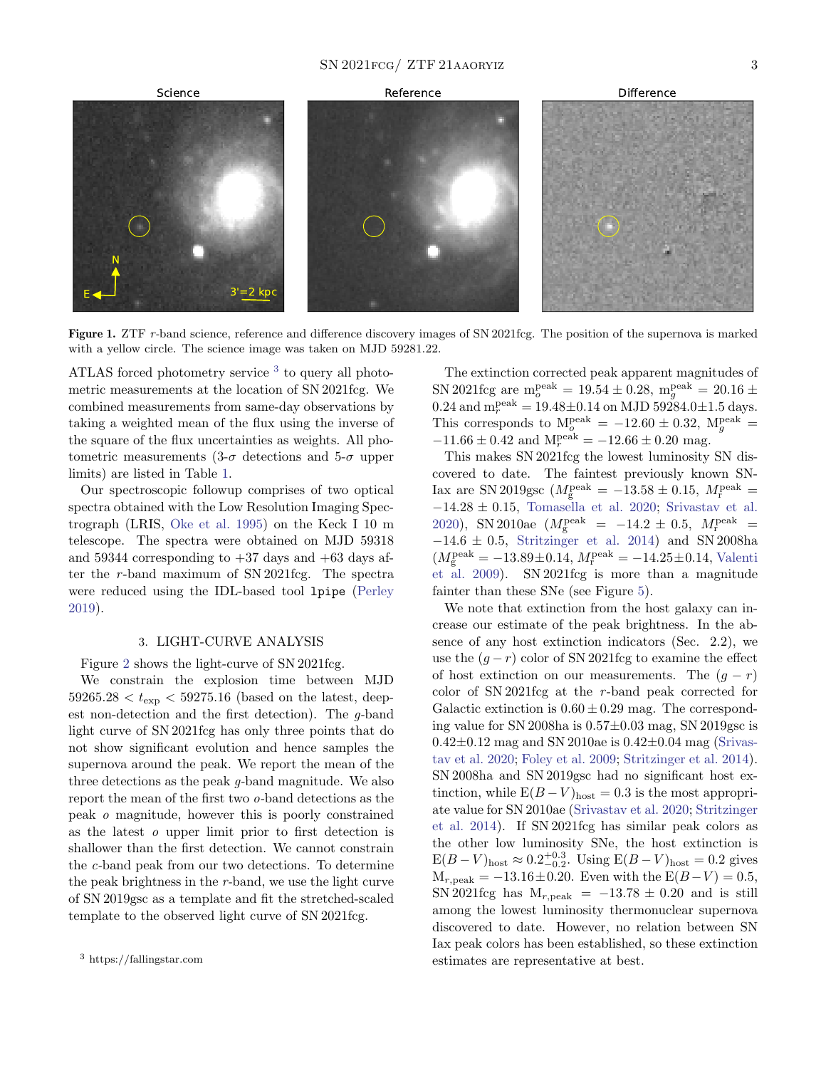**Figure 1.** ZTF $r$-band science, reference and difference discovery images of SN 2021fcg. The position of the supernova is marked with a yellow circle. The science image was taken on MJD 59281.22.

ATLAS forced photometry service [3] to query all photometric measurements at the location of SN 2021fcg. We combined measurements from same-day observations by taking a weighted mean of the flux using the inverse of the square of the flux uncertainties as weights. All photometric measurements (3-$\sigma$ detections and 5-$\sigma$ upper limits) are listed in Table 1.

Our spectroscopic followup comprises of two optical spectra obtained with the Low Resolution Imaging Spectrograph (LRIS, Oke et al. 1995) on the Keck I 10 m telescope. The spectra were obtained on MJD 59318 and 59344 corresponding to +37 days and +63 days after the $r$-band maximum of SN 2021fcg. The spectra were reduced using the IDL-based tool `lpipe` (Perley 2019).

## 3. LIGHT-CURVE ANALYSIS

Figure 2 shows the light-curve of SN 2021fcg.

We constrain the explosion time between MJD $59265.28 < t_{\rm exp} < 59275.16$ (based on the latest, deepest non-detection and the first detection). The $g$-band light curve of SN 2021fcg has only three points that do not show significant evolution and hence samples the supernova around the peak. We report the mean of the three detections as the peak $g$-band magnitude. We also report the mean of the first two $o$-band detections as the peak $o$ magnitude, however this is poorly constrained as the latest $o$ upper limit prior to first detection is shallower than the first detection. We cannot constrain the $c$-band peak from our two detections. To determine the peak brightness in the $r$-band, we use the light curve of SN 2019gsc as a template and fit the stretched-scaled template to the observed light curve of SN 2021fcg.

The extinction corrected peak apparent magnitudes of SN 2021fcg are $\mathrm{m}_o^{\rm peak} = 19.54 \pm 0.28$, $\mathrm{m}_g^{\rm peak} = 20.16 \pm 0.24$ and $\mathrm{m}_r^{\rm peak} = 19.48 \pm 0.14$ on MJD $59284.0 \pm 1.5$ days. This corresponds to $\mathrm{M}_o^{\rm peak} = -12.60 \pm 0.32$, $\mathrm{M}_g^{\rm peak} = -11.66 \pm 0.42$ and $\mathrm{M}_r^{\rm peak} = -12.66 \pm 0.20$ mag.

This makes SN 2021fcg the lowest luminosity SN discovered to date. The faintest previously known SN-Iax are SN 2019gsc ($M_{\rm g}^{\rm peak} = -13.58 \pm 0.15$, $M_{\rm r}^{\rm peak} = -14.28 \pm 0.15$, Tomasella et al. 2020; Srivastav et al. 2020), SN 2010ae ($M_{\rm g}^{\rm peak} = -14.2 \pm 0.5$, $M_{\rm r}^{\rm peak} = -14.6 \pm 0.5$, Stritzinger et al. 2014) and SN 2008ha ($M_{\rm g}^{\rm peak} = -13.89 \pm 0.14$, $M_{\rm r}^{\rm peak} = -14.25 \pm 0.14$, Valenti et al. 2009). SN 2021fcg is more than a magnitude fainter than these SNe (see Figure 5).

We note that extinction from the host galaxy can increase our estimate of the peak brightness. In the absence of any host extinction indicators (Sec. 2.2), we use the $(g-r)$ color of SN 2021fcg to examine the effect of host extinction on our measurements. The $(g-r)$ color of SN 2021fcg at the $r$-band peak corrected for Galactic extinction is $0.60 \pm 0.29$ mag. The corresponding value for SN 2008ha is $0.57 \pm 0.03$ mag, SN 2019gsc is $0.42 \pm 0.12$ mag and SN 2010ae is $0.42 \pm 0.04$ mag (Srivastav et al. 2020; Foley et al. 2009; Stritzinger et al. 2014). SN 2008ha and SN 2019gsc had no significant host extinction, while $\mathrm{E}(B-V)_{\rm host} = 0.3$ is the most appropriate value for SN 2010ae (Srivastav et al. 2020; Stritzinger et al. 2014). If SN 2021fcg has similar peak colors as the other low luminosity SNe, the host extinction is $\mathrm{E}(B-V)_{\rm host} \approx 0.2^{+0.3}_{-0.2}$. Using $\mathrm{E}(B-V)_{\rm host} = 0.2$ gives $\mathrm{M}_{r,\rm peak} = -13.16 \pm 0.20$. Even with the $\mathrm{E}(B-V) = 0.5$, SN 2021fcg has $\mathrm{M}_{r,\rm peak} = -13.78 \pm 0.20$ and is still among the lowest luminosity thermonuclear supernova discovered to date. However, no relation between SN Iax peak colors has been established, so these extinction estimates are representative at best.

[3] https://fallingstar.com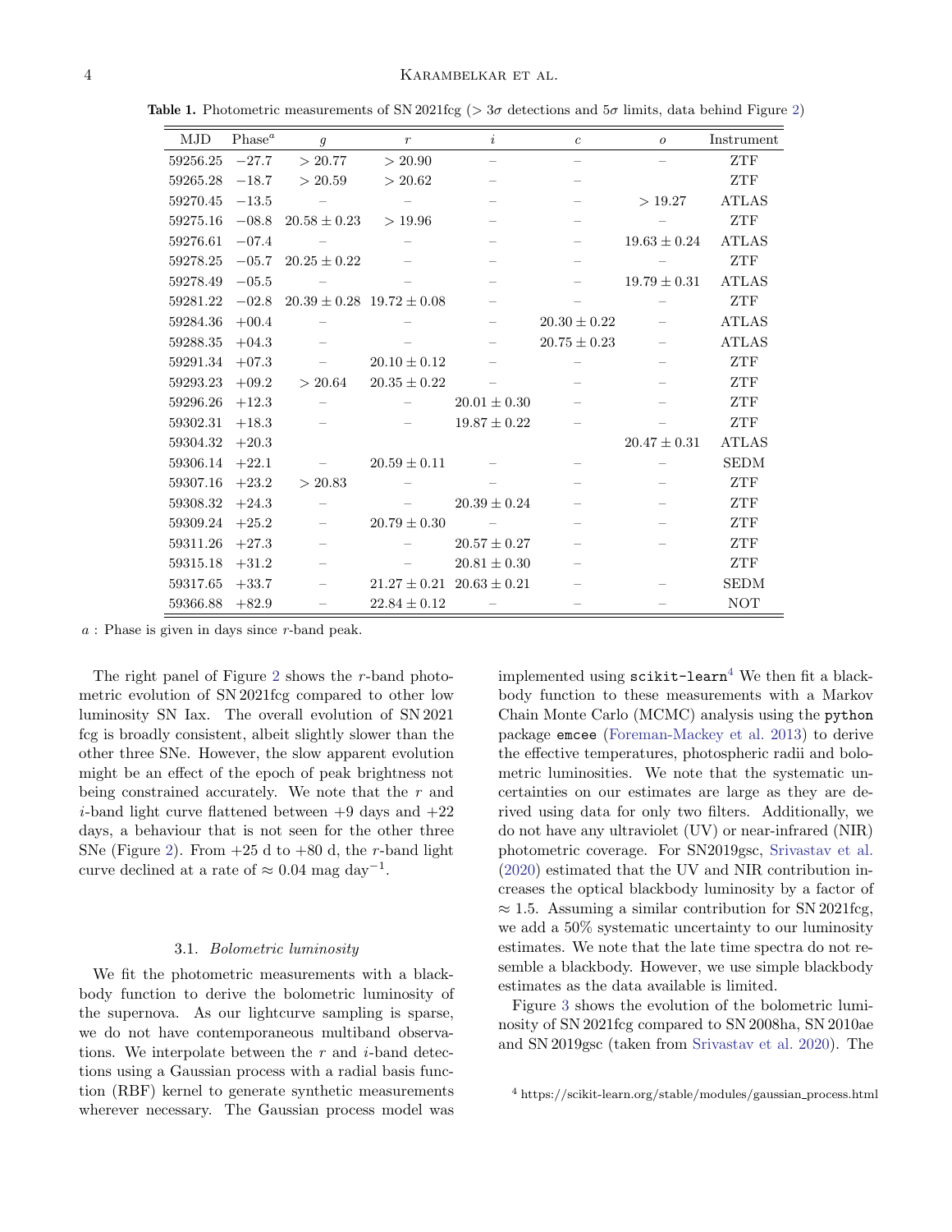**Table 1.** Photometric measurements of SN 2021fcg ($> 3\sigma$ detections and $5\sigma$ limits, data behind Figure 2)

| MJD | Phase$^a$ | $g$ | $r$ | $i$ | $c$ | $o$ | Instrument |
|---|---|---|---|---|---|---|---|
| 59256.25 | $-27.7$ | $> 20.77$ | $> 20.90$ | – | – | – | ZTF |
| 59265.28 | $-18.7$ | $> 20.59$ | $> 20.62$ | – | – | – | ZTF |
| 59270.45 | $-13.5$ | – | – | – | – | $> 19.27$ | ATLAS |
| 59275.16 | $-08.8$ | $20.58 \pm 0.23$ | $> 19.96$ | – | – | – | ZTF |
| 59276.61 | $-07.4$ | – | – | – | – | $19.63 \pm 0.24$ | ATLAS |
| 59278.25 | $-05.7$ | $20.25 \pm 0.22$ | – | – | – | – | ZTF |
| 59278.49 | $-05.5$ | – | – | – | – | $19.79 \pm 0.31$ | ATLAS |
| 59281.22 | $-02.8$ | $20.39 \pm 0.28$ | $19.72 \pm 0.08$ | – | – | – | ZTF |
| 59284.36 | $+00.4$ | – | – | – | $20.30 \pm 0.22$ | – | ATLAS |
| 59288.35 | $+04.3$ | – | – | – | $20.75 \pm 0.23$ | – | ATLAS |
| 59291.34 | $+07.3$ | – | $20.10 \pm 0.12$ | – | – | – | ZTF |
| 59293.23 | $+09.2$ | $> 20.64$ | $20.35 \pm 0.22$ | – | – | – | ZTF |
| 59296.26 | $+12.3$ | – | – | $20.01 \pm 0.30$ | – | – | ZTF |
| 59302.31 | $+18.3$ | – | – | $19.87 \pm 0.22$ | – | – | ZTF |
| 59304.32 | $+20.3$ | | | | | $20.47 \pm 0.31$ | ATLAS |
| 59306.14 | $+22.1$ | – | $20.59 \pm 0.11$ | – | – | – | SEDM |
| 59307.16 | $+23.2$ | $> 20.83$ | – | – | – | – | ZTF |
| 59308.32 | $+24.3$ | – | – | $20.39 \pm 0.24$ | – | – | ZTF |
| 59309.24 | $+25.2$ | – | $20.79 \pm 0.30$ | – | – | – | ZTF |
| 59311.26 | $+27.3$ | – | – | $20.57 \pm 0.27$ | – | – | ZTF |
| 59315.18 | $+31.2$ | – | – | $20.81 \pm 0.30$ | – | – | ZTF |
| 59317.65 | $+33.7$ | – | $21.27 \pm 0.21$ | $20.63 \pm 0.21$ | – | – | SEDM |
| 59366.88 | $+82.9$ | – | $22.84 \pm 0.12$ | – | – | – | NOT |

$a$ : Phase is given in days since $r$-band peak.

The right panel of Figure 2 shows the $r$-band photometric evolution of SN 2021fcg compared to other low luminosity SN Iax. The overall evolution of SN 2021 fcg is broadly consistent, albeit slightly slower than the other three SNe. However, the slow apparent evolution might be an effect of the epoch of peak brightness not being constrained accurately. We note that the $r$ and $i$-band light curve flattened between +9 days and +22 days, a behaviour that is not seen for the other three SNe (Figure 2). From +25 d to +80 d, the $r$-band light curve declined at a rate of $\approx 0.04$ mag day$^{-1}$.

### 3.1. *Bolometric luminosity*

We fit the photometric measurements with a blackbody function to derive the bolometric luminosity of the supernova. As our lightcurve sampling is sparse, we do not have contemporaneous multiband observations. We interpolate between the $r$ and $i$-band detections using a Gaussian process with a radial basis function (RBF) kernel to generate synthetic measurements wherever necessary. The Gaussian process model was implemented using `scikit-learn`[4] We then fit a blackbody function to these measurements with a Markov Chain Monte Carlo (MCMC) analysis using the `python` package `emcee` (Foreman-Mackey et al. 2013) to derive the effective temperatures, photospheric radii and bolometric luminosities. We note that the systematic uncertainties on our estimates are large as they are derived using data for only two filters. Additionally, we do not have any ultraviolet (UV) or near-infrared (NIR) photometric coverage. For SN2019gsc, Srivastav et al. (2020) estimated that the UV and NIR contribution increases the optical blackbody luminosity by a factor of $\approx 1.5$. Assuming a similar contribution for SN 2021fcg, we add a 50% systematic uncertainty to our luminosity estimates. We note that the late time spectra do not resemble a blackbody. However, we use simple blackbody estimates as the data available is limited.

Figure 3 shows the evolution of the bolometric luminosity of SN 2021fcg compared to SN 2008ha, SN 2010ae and SN 2019gsc (taken from Srivastav et al. 2020). The

[4] https://scikit-learn.org/stable/modules/gaussian_process.html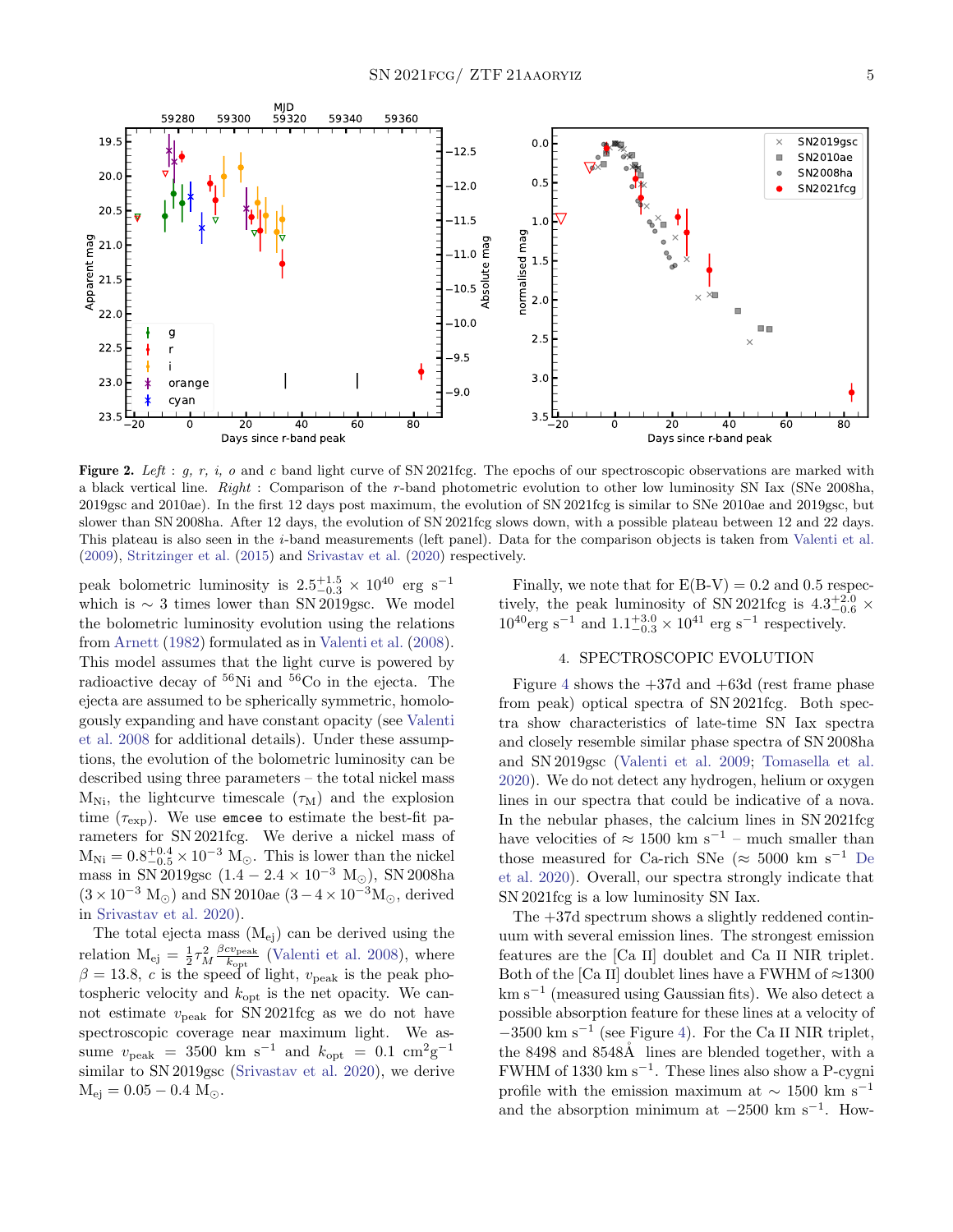**Figure 2.** *Left* : *g, r, i, o* and *c* band light curve of SN 2021fcg. The epochs of our spectroscopic observations are marked with a black vertical line. *Right* : Comparison of the *r*-band photometric evolution to other low luminosity SN Iax (SNe 2008ha, 2019gsc and 2010ae). In the first 12 days post maximum, the evolution of SN 2021fcg is similar to SNe 2010ae and 2019gsc, but slower than SN 2008ha. After 12 days, the evolution of SN 2021fcg slows down, with a possible plateau between 12 and 22 days. This plateau is also seen in the *i*-band measurements (left panel). Data for the comparison objects is taken from Valenti et al. (2009), Stritzinger et al. (2015) and Srivastav et al. (2020) respectively.

peak bolometric luminosity is $2.5^{+1.5}_{-0.3} \times 10^{40}$ erg s$^{-1}$ which is $\sim$ 3 times lower than SN 2019gsc. We model the bolometric luminosity evolution using the relations from Arnett (1982) formulated as in Valenti et al. (2008). This model assumes that the light curve is powered by radioactive decay of $^{56}$Ni and $^{56}$Co in the ejecta. The ejecta are assumed to be spherically symmetric, homologously expanding and have constant opacity (see Valenti et al. 2008 for additional details). Under these assumptions, the evolution of the bolometric luminosity can be described using three parameters – the total nickel mass $M_{Ni}$, the lightcurve timescale ($\tau_M$) and the explosion time ($\tau_{exp}$). We use `emcee` to estimate the best-fit parameters for SN 2021fcg. We derive a nickel mass of $M_{Ni} = 0.8^{+0.4}_{-0.5} \times 10^{-3}$ M$_\odot$. This is lower than the nickel mass in SN 2019gsc ($1.4 - 2.4 \times 10^{-3}$ M$_\odot$), SN 2008ha ($3 \times 10^{-3}$ M$_\odot$) and SN 2010ae ($3 - 4 \times 10^{-3}$M$_\odot$, derived in Srivastav et al. 2020).

The total ejecta mass ($M_{ej}$) can be derived using the relation $M_{ej} = \frac{1}{2}\tau_M^2 \frac{\beta c v_{peak}}{k_{opt}}$ (Valenti et al. 2008), where $\beta = 13.8$, $c$ is the speed of light, $v_{peak}$ is the peak photospheric velocity and $k_{opt}$ is the net opacity. We cannot estimate $v_{peak}$ for SN 2021fcg as we do not have spectroscopic coverage near maximum light. We assume $v_{peak}$ = 3500 km s$^{-1}$ and $k_{opt}$ = 0.1 cm$^2$g$^{-1}$ similar to SN 2019gsc (Srivastav et al. 2020), we derive $M_{ej} = 0.05 - 0.4$ M$_\odot$.

Finally, we note that for E(B-V) = 0.2 and 0.5 respectively, the peak luminosity of SN 2021fcg is $4.3^{+2.0}_{-0.6} \times 10^{40}$erg s$^{-1}$ and $1.1^{+3.0}_{-0.3} \times 10^{41}$ erg s$^{-1}$ respectively.

## 4. SPECTROSCOPIC EVOLUTION

Figure 4 shows the +37d and +63d (rest frame phase from peak) optical spectra of SN 2021fcg. Both spectra show characteristics of late-time SN Iax spectra and closely resemble similar phase spectra of SN 2008ha and SN 2019gsc (Valenti et al. 2009; Tomasella et al. 2020). We do not detect any hydrogen, helium or oxygen lines in our spectra that could be indicative of a nova. In the nebular phases, the calcium lines in SN 2021fcg have velocities of $\approx$ 1500 km s$^{-1}$ – much smaller than those measured for Ca-rich SNe ($\approx$ 5000 km s$^{-1}$ De et al. 2020). Overall, our spectra strongly indicate that SN 2021fcg is a low luminosity SN Iax.

The +37d spectrum shows a slightly reddened continuum with several emission lines. The strongest emission features are the [Ca II] doublet and Ca II NIR triplet. Both of the [Ca II] doublet lines have a FWHM of $\approx$1300 km s$^{-1}$ (measured using Gaussian fits). We also detect a possible absorption feature for these lines at a velocity of $-3500$ km s$^{-1}$ (see Figure 4). For the Ca II NIR triplet, the 8498 and 8548Å lines are blended together, with a FWHM of 1330 km s$^{-1}$. These lines also show a P-cygni profile with the emission maximum at $\sim$ 1500 km s$^{-1}$ and the absorption minimum at $-2500$ km s$^{-1}$. How-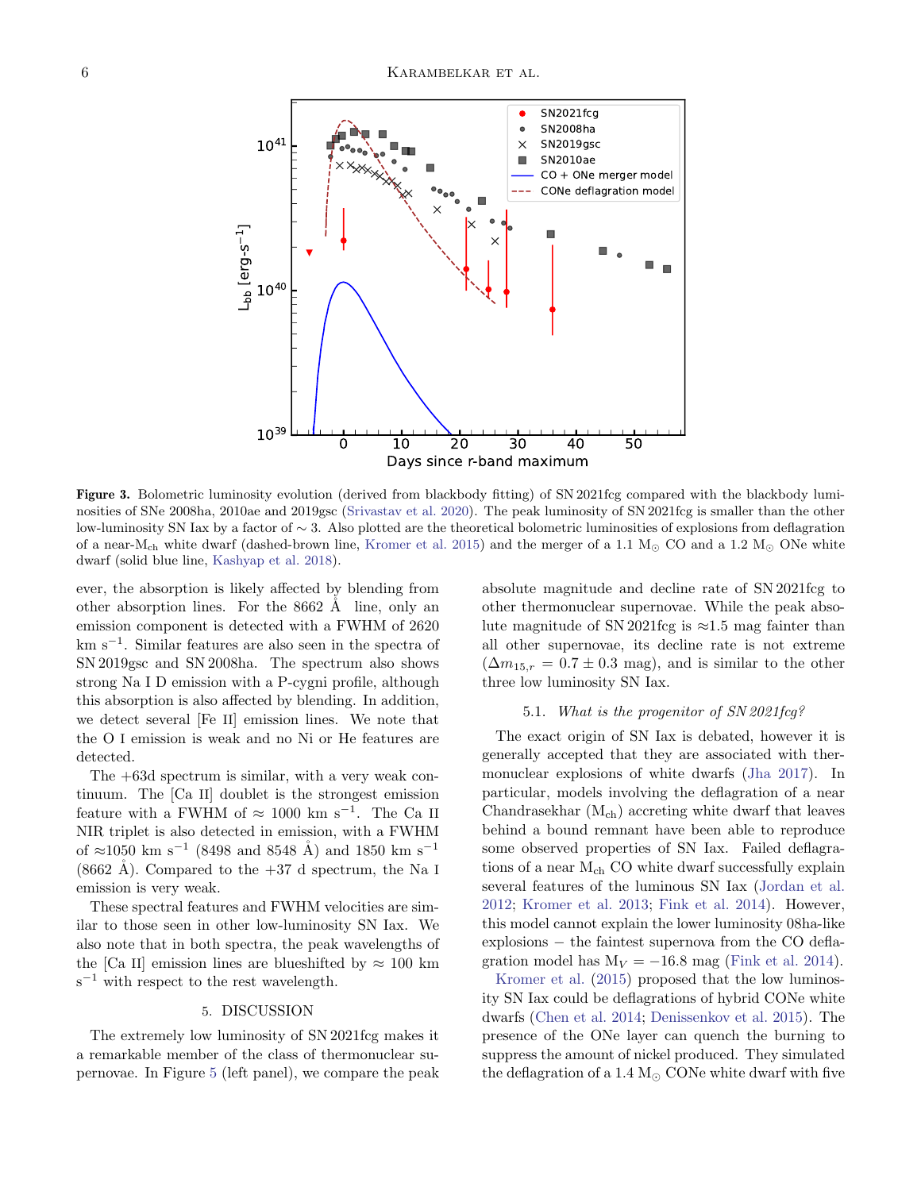**Figure 3.** Bolometric luminosity evolution (derived from blackbody fitting) of SN 2021fcg compared with the blackbody luminosities of SNe 2008ha, 2010ae and 2019gsc (Srivastav et al. 2020). The peak luminosity of SN 2021fcg is smaller than the other low-luminosity SN Iax by a factor of $\sim 3$. Also plotted are the theoretical bolometric luminosities of explosions from deflagration of a near-$M_{ch}$ white dwarf (dashed-brown line, Kromer et al. 2015) and the merger of a 1.1 $M_{\odot}$ CO and a 1.2 $M_{\odot}$ ONe white dwarf (solid blue line, Kashyap et al. 2018).

ever, the absorption is likely affected by blending from other absorption lines. For the 8662 Å line, only an emission component is detected with a FWHM of 2620 km s$^{-1}$. Similar features are also seen in the spectra of SN 2019gsc and SN 2008ha. The spectrum also shows strong Na I D emission with a P-cygni profile, although this absorption is also affected by blending. In addition, we detect several [Fe II] emission lines. We note that the O I emission is weak and no Ni or He features are detected.

The +63d spectrum is similar, with a very weak continuum. The [Ca II] doublet is the strongest emission feature with a FWHM of $\approx$ 1000 km s$^{-1}$. The Ca II NIR triplet is also detected in emission, with a FWHM of $\approx$1050 km s$^{-1}$ (8498 and 8548 Å) and 1850 km s$^{-1}$ (8662 Å). Compared to the +37 d spectrum, the Na I emission is very weak.

These spectral features and FWHM velocities are similar to those seen in other low-luminosity SN Iax. We also note that in both spectra, the peak wavelengths of the [Ca II] emission lines are blueshifted by $\approx$ 100 km s$^{-1}$ with respect to the rest wavelength.

## 5. DISCUSSION

The extremely low luminosity of SN 2021fcg makes it a remarkable member of the class of thermonuclear supernovae. In Figure 5 (left panel), we compare the peak absolute magnitude and decline rate of SN 2021fcg to other thermonuclear supernovae. While the peak absolute magnitude of SN 2021fcg is $\approx$1.5 mag fainter than all other supernovae, its decline rate is not extreme ($\Delta m_{15,r} = 0.7 \pm 0.3$ mag), and is similar to the other three low luminosity SN Iax.

### 5.1. *What is the progenitor of SN 2021fcg?*

The exact origin of SN Iax is debated, however it is generally accepted that they are associated with thermonuclear explosions of white dwarfs (Jha 2017). In particular, models involving the deflagration of a near Chandrasekhar ($M_{ch}$) accreting white dwarf that leaves behind a bound remnant have been able to reproduce some observed properties of SN Iax. Failed deflagrations of a near $M_{ch}$ CO white dwarf successfully explain several features of the luminous SN Iax (Jordan et al. 2012; Kromer et al. 2013; Fink et al. 2014). However, this model cannot explain the lower luminosity 08ha-like explosions – the faintest supernova from the CO deflagration model has $M_V = -16.8$ mag (Fink et al. 2014).

Kromer et al. (2015) proposed that the low luminosity SN Iax could be deflagrations of hybrid CONe white dwarfs (Chen et al. 2014; Denissenkov et al. 2015). The presence of the ONe layer can quench the burning to suppress the amount of nickel produced. They simulated the deflagration of a 1.4 $M_{\odot}$ CONe white dwarf with five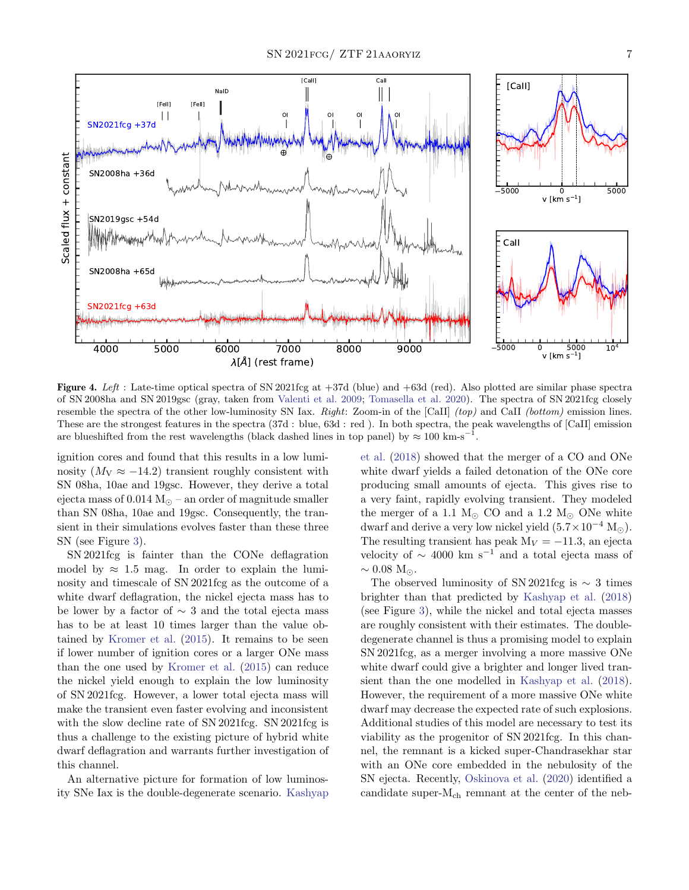**Figure 4.** *Left* : Late-time optical spectra of SN 2021fcg at +37d (blue) and +63d (red). Also plotted are similar phase spectra of SN 2008ha and SN 2019gsc (gray, taken from Valenti et al. 2009; Tomasella et al. 2020). The spectra of SN 2021fcg closely resemble the spectra of the other low-luminosity SN Iax. *Right*: Zoom-in of the [CaII] *(top)* and CaII *(bottom)* emission lines. These are the strongest features in the spectra (37d : blue, 63d : red ). In both spectra, the peak wavelengths of [CaII] emission are blueshifted from the rest wavelengths (black dashed lines in top panel) by ≈ 100 km-s$^{-1}$.

ignition cores and found that this results in a low luminosity ($M_V \approx -14.2$) transient roughly consistent with SN 08ha, 10ae and 19gsc. However, they derive a total ejecta mass of 0.014 $M_\odot$ – an order of magnitude smaller than SN 08ha, 10ae and 19gsc. Consequently, the transient in their simulations evolves faster than these three SN (see Figure 3).

SN 2021fcg is fainter than the CONe deflagration model by ≈ 1.5 mag. In order to explain the luminosity and timescale of SN 2021fcg as the outcome of a white dwarf deflagration, the nickel ejecta mass has to be lower by a factor of ∼ 3 and the total ejecta mass has to be at least 10 times larger than the value obtained by Kromer et al. (2015). It remains to be seen if lower number of ignition cores or a larger ONe mass than the one used by Kromer et al. (2015) can reduce the nickel yield enough to explain the low luminosity of SN 2021fcg. However, a lower total ejecta mass will make the transient even faster evolving and inconsistent with the slow decline rate of SN 2021fcg. SN 2021fcg is thus a challenge to the existing picture of hybrid white dwarf deflagration and warrants further investigation of this channel.

An alternative picture for formation of low luminosity SNe Iax is the double-degenerate scenario. Kashyap et al. (2018) showed that the merger of a CO and ONe white dwarf yields a failed detonation of the ONe core producing small amounts of ejecta. This gives rise to a very faint, rapidly evolving transient. They modeled the merger of a 1.1 $M_\odot$ CO and a 1.2 $M_\odot$ ONe white dwarf and derive a very low nickel yield ($5.7 \times 10^{-4}$ $M_\odot$). The resulting transient has peak $M_V = -11.3$, an ejecta velocity of ∼ 4000 km s$^{-1}$ and a total ejecta mass of ∼ 0.08 $M_\odot$.

The observed luminosity of SN 2021fcg is ∼ 3 times brighter than that predicted by Kashyap et al. (2018) (see Figure 3), while the nickel and total ejecta masses are roughly consistent with their estimates. The double-degenerate channel is thus a promising model to explain SN 2021fcg, as a merger involving a more massive ONe white dwarf could give a brighter and longer lived transient than the one modelled in Kashyap et al. (2018). However, the requirement of a more massive ONe white dwarf may decrease the expected rate of such explosions. Additional studies of this model are necessary to test its viability as the progenitor of SN 2021fcg. In this channel, the remnant is a kicked super-Chandrasekhar star with an ONe core embedded in the nebulosity of the SN ejecta. Recently, Oskinova et al. (2020) identified a candidate super-$M_{ch}$ remnant at the center of the neb-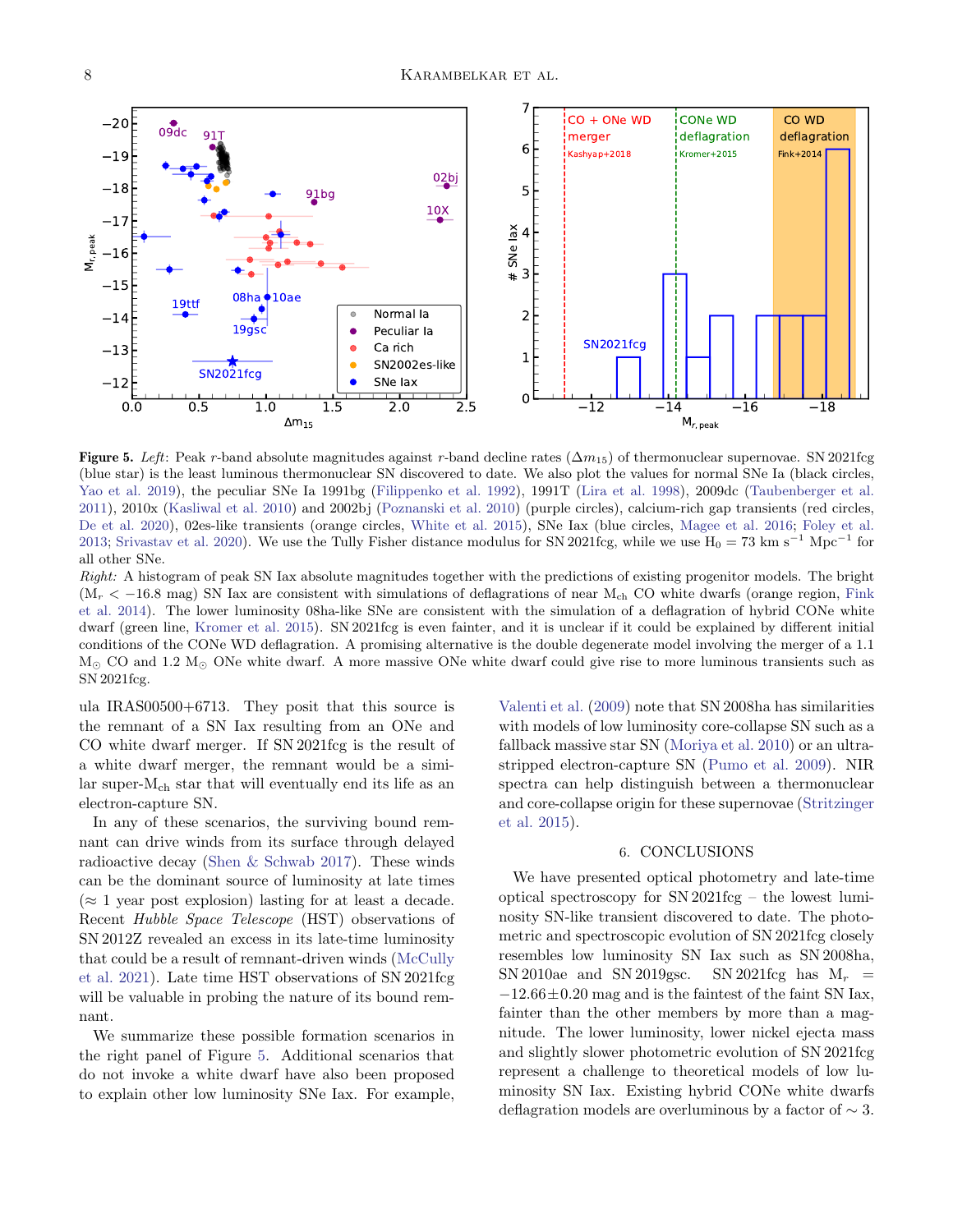**Figure 5.** *Left*: Peak $r$-band absolute magnitudes against $r$-band decline rates ($\Delta m_{15}$) of thermonuclear supernovae. SN 2021fcg (blue star) is the least luminous thermonuclear SN discovered to date. We also plot the values for normal SNe Ia (black circles, Yao et al. 2019), the peculiar SNe Ia 1991bg (Filippenko et al. 1992), 1991T (Lira et al. 1998), 2009dc (Taubenberger et al. 2011), 2010x (Kasliwal et al. 2010) and 2002bj (Poznanski et al. 2010) (purple circles), calcium-rich gap transients (red circles, De et al. 2020), 02es-like transients (orange circles, White et al. 2015), SNe Iax (blue circles, Magee et al. 2016; Foley et al. 2013; Srivastav et al. 2020). We use the Tully Fisher distance modulus for SN 2021fcg, while we use $H_0 = 73$ km s$^{-1}$ Mpc$^{-1}$ for all other SNe.
*Right:* A histogram of peak SN Iax absolute magnitudes together with the predictions of existing progenitor models. The bright ($M_r < -16.8$ mag) SN Iax are consistent with simulations of deflagrations of near $M_{ch}$ CO white dwarfs (orange region, Fink et al. 2014). The lower luminosity 08ha-like SNe are consistent with the simulation of a deflagration of hybrid CONe white dwarf (green line, Kromer et al. 2015). SN 2021fcg is even fainter, and it is unclear if it could be explained by different initial conditions of the CONe WD deflagration. A promising alternative is the double degenerate model involving the merger of a 1.1 $M_\odot$ CO and 1.2 $M_\odot$ ONe white dwarf. A more massive ONe white dwarf could give rise to more luminous transients such as SN 2021fcg.

ula IRAS00500+6713. They posit that this source is the remnant of a SN Iax resulting from an ONe and CO white dwarf merger. If SN 2021fcg is the result of a white dwarf merger, the remnant would be a similar super-$M_{ch}$ star that will eventually end its life as an electron-capture SN.

In any of these scenarios, the surviving bound remnant can drive winds from its surface through delayed radioactive decay (Shen & Schwab 2017). These winds can be the dominant source of luminosity at late times ($\approx$ 1 year post explosion) lasting for at least a decade. Recent *Hubble Space Telescope* (HST) observations of SN 2012Z revealed an excess in its late-time luminosity that could be a result of remnant-driven winds (McCully et al. 2021). Late time HST observations of SN 2021fcg will be valuable in probing the nature of its bound remnant.

We summarize these possible formation scenarios in the right panel of Figure 5. Additional scenarios that do not invoke a white dwarf have also been proposed to explain other low luminosity SNe Iax. For example, Valenti et al. (2009) note that SN 2008ha has similarities with models of low luminosity core-collapse SN such as a fallback massive star SN (Moriya et al. 2010) or an ultra-stripped electron-capture SN (Pumo et al. 2009). NIR spectra can help distinguish between a thermonuclear and core-collapse origin for these supernovae (Stritzinger et al. 2015).

## 6. CONCLUSIONS

We have presented optical photometry and late-time optical spectroscopy for SN 2021fcg – the lowest luminosity SN-like transient discovered to date. The photometric and spectroscopic evolution of SN 2021fcg closely resembles low luminosity SN Iax such as SN 2008ha, SN 2010ae and SN 2019gsc. SN 2021fcg has $M_r = -12.66 \pm 0.20$ mag and is the faintest of the faint SN Iax, fainter than the other members by more than a magnitude. The lower luminosity, lower nickel ejecta mass and slightly slower photometric evolution of SN 2021fcg represent a challenge to theoretical models of low luminosity SN Iax. Existing hybrid CONe white dwarfs deflagration models are overluminous by a factor of $\sim 3$.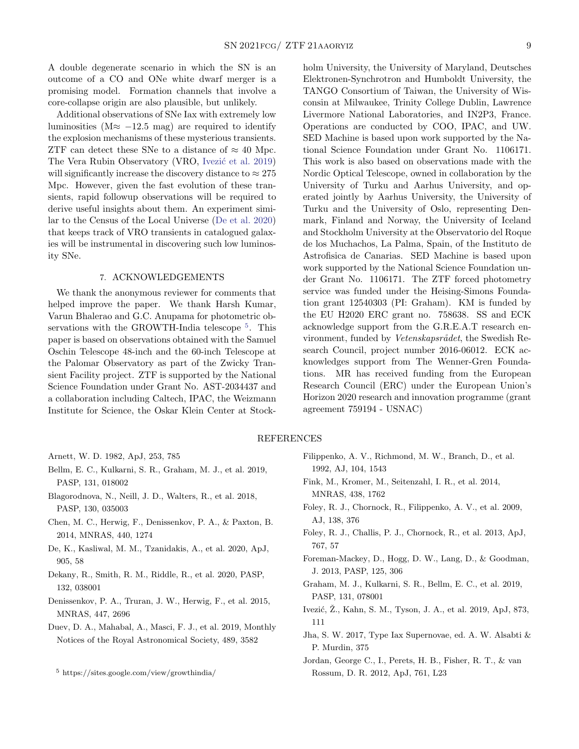A double degenerate scenario in which the SN is an outcome of a CO and ONe white dwarf merger is a promising model. Formation channels that involve a core-collapse origin are also plausible, but unlikely.

Additional observations of SNe Iax with extremely low luminosities (M≈ −12.5 mag) are required to identify the explosion mechanisms of these mysterious transients. ZTF can detect these SNe to a distance of ≈ 40 Mpc. The Vera Rubin Observatory (VRO, Ivezić et al. 2019) will significantly increase the discovery distance to ≈ 275 Mpc. However, given the fast evolution of these transients, rapid followup observations will be required to derive useful insights about them. An experiment similar to the Census of the Local Universe (De et al. 2020) that keeps track of VRO transients in catalogued galaxies will be instrumental in discovering such low luminosity SNe.

## 7. ACKNOWLEDGEMENTS

We thank the anonymous reviewer for comments that helped improve the paper. We thank Harsh Kumar, Varun Bhalerao and G.C. Anupama for photometric observations with the GROWTH-India telescope [5]. This paper is based on observations obtained with the Samuel Oschin Telescope 48-inch and the 60-inch Telescope at the Palomar Observatory as part of the Zwicky Transient Facility project. ZTF is supported by the National Science Foundation under Grant No. AST-2034437 and a collaboration including Caltech, IPAC, the Weizmann Institute for Science, the Oskar Klein Center at Stockholm University, the University of Maryland, Deutsches Elektronen-Synchrotron and Humboldt University, the TANGO Consortium of Taiwan, the University of Wisconsin at Milwaukee, Trinity College Dublin, Lawrence Livermore National Laboratories, and IN2P3, France. Operations are conducted by COO, IPAC, and UW. SED Machine is based upon work supported by the National Science Foundation under Grant No. 1106171. This work is also based on observations made with the Nordic Optical Telescope, owned in collaboration by the University of Turku and Aarhus University, and operated jointly by Aarhus University, the University of Turku and the University of Oslo, representing Denmark, Finland and Norway, the University of Iceland and Stockholm University at the Observatorio del Roque de los Muchachos, La Palma, Spain, of the Instituto de Astrofisica de Canarias. SED Machine is based upon work supported by the National Science Foundation under Grant No. 1106171. The ZTF forced photometry service was funded under the Heising-Simons Foundation grant 12540303 (PI: Graham). KM is funded by the EU H2020 ERC grant no. 758638. SS and ECK acknowledge support from the G.R.E.A.T research environment, funded by *Vetenskapsrådet*, the Swedish Research Council, project number 2016-06012. ECK acknowledges support from The Wenner-Gren Foundations. MR has received funding from the European Research Council (ERC) under the European Union's Horizon 2020 research and innovation programme (grant agreement 759194 - USNAC)

[5] https://sites.google.com/view/growthindia/

## REFERENCES

Arnett, W. D. 1982, ApJ, 253, 785

Bellm, E. C., Kulkarni, S. R., Graham, M. J., et al. 2019, PASP, 131, 018002

Blagorodnova, N., Neill, J. D., Walters, R., et al. 2018, PASP, 130, 035003

Chen, M. C., Herwig, F., Denissenkov, P. A., & Paxton, B. 2014, MNRAS, 440, 1274

De, K., Kasliwal, M. M., Tzanidakis, A., et al. 2020, ApJ, 905, 58

Dekany, R., Smith, R. M., Riddle, R., et al. 2020, PASP, 132, 038001

Denissenkov, P. A., Truran, J. W., Herwig, F., et al. 2015, MNRAS, 447, 2696

Duev, D. A., Mahabal, A., Masci, F. J., et al. 2019, Monthly Notices of the Royal Astronomical Society, 489, 3582

Filippenko, A. V., Richmond, M. W., Branch, D., et al. 1992, AJ, 104, 1543

Fink, M., Kromer, M., Seitenzahl, I. R., et al. 2014, MNRAS, 438, 1762

Foley, R. J., Chornock, R., Filippenko, A. V., et al. 2009, AJ, 138, 376

Foley, R. J., Challis, P. J., Chornock, R., et al. 2013, ApJ, 767, 57

Foreman-Mackey, D., Hogg, D. W., Lang, D., & Goodman, J. 2013, PASP, 125, 306

Graham, M. J., Kulkarni, S. R., Bellm, E. C., et al. 2019, PASP, 131, 078001

Ivezić, Ž., Kahn, S. M., Tyson, J. A., et al. 2019, ApJ, 873, 111

Jha, S. W. 2017, Type Iax Supernovae, ed. A. W. Alsabti & P. Murdin, 375

Jordan, George C., I., Perets, H. B., Fisher, R. T., & van Rossum, D. R. 2012, ApJ, 761, L23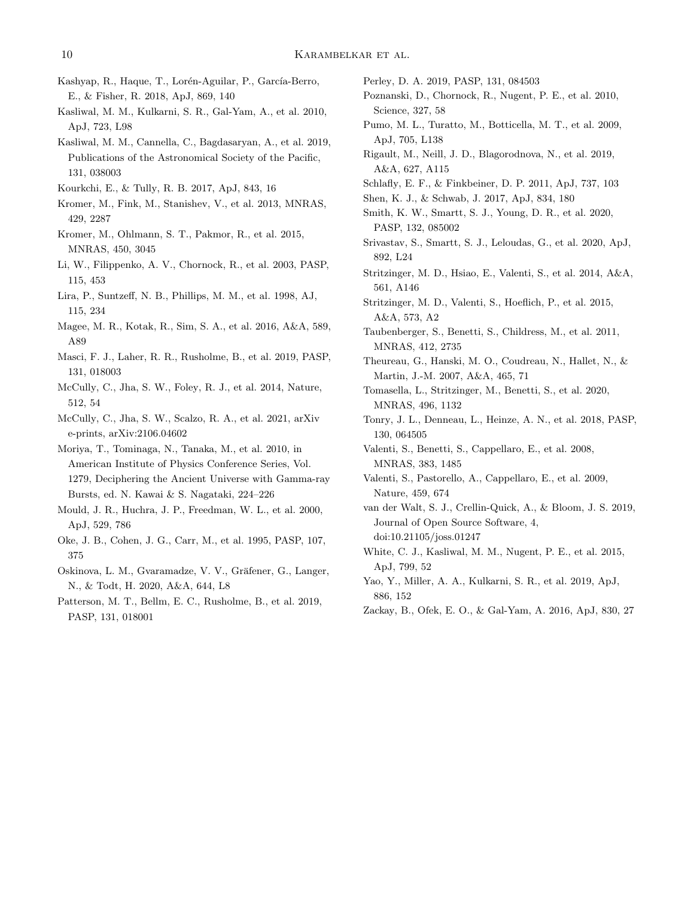Kashyap, R., Haque, T., Lorén-Aguilar, P., García-Berro, E., & Fisher, R. 2018, ApJ, 869, 140

Kasliwal, M. M., Kulkarni, S. R., Gal-Yam, A., et al. 2010, ApJ, 723, L98

Kasliwal, M. M., Cannella, C., Bagdasaryan, A., et al. 2019, Publications of the Astronomical Society of the Pacific, 131, 038003

Kourkchi, E., & Tully, R. B. 2017, ApJ, 843, 16

Kromer, M., Fink, M., Stanishev, V., et al. 2013, MNRAS, 429, 2287

Kromer, M., Ohlmann, S. T., Pakmor, R., et al. 2015, MNRAS, 450, 3045

Li, W., Filippenko, A. V., Chornock, R., et al. 2003, PASP, 115, 453

Lira, P., Suntzeff, N. B., Phillips, M. M., et al. 1998, AJ, 115, 234

Magee, M. R., Kotak, R., Sim, S. A., et al. 2016, A&A, 589, A89

Masci, F. J., Laher, R. R., Rusholme, B., et al. 2019, PASP, 131, 018003

McCully, C., Jha, S. W., Foley, R. J., et al. 2014, Nature, 512, 54

McCully, C., Jha, S. W., Scalzo, R. A., et al. 2021, arXiv e-prints, arXiv:2106.04602

Moriya, T., Tominaga, N., Tanaka, M., et al. 2010, in American Institute of Physics Conference Series, Vol. 1279, Deciphering the Ancient Universe with Gamma-ray Bursts, ed. N. Kawai & S. Nagataki, 224–226

Mould, J. R., Huchra, J. P., Freedman, W. L., et al. 2000, ApJ, 529, 786

Oke, J. B., Cohen, J. G., Carr, M., et al. 1995, PASP, 107, 375

Oskinova, L. M., Gvaramadze, V. V., Gräfener, G., Langer, N., & Todt, H. 2020, A&A, 644, L8

Patterson, M. T., Bellm, E. C., Rusholme, B., et al. 2019, PASP, 131, 018001

Perley, D. A. 2019, PASP, 131, 084503

Poznanski, D., Chornock, R., Nugent, P. E., et al. 2010, Science, 327, 58

Pumo, M. L., Turatto, M., Botticella, M. T., et al. 2009, ApJ, 705, L138

Rigault, M., Neill, J. D., Blagorodnova, N., et al. 2019, A&A, 627, A115

Schlafly, E. F., & Finkbeiner, D. P. 2011, ApJ, 737, 103

Shen, K. J., & Schwab, J. 2017, ApJ, 834, 180

Smith, K. W., Smartt, S. J., Young, D. R., et al. 2020, PASP, 132, 085002

Srivastav, S., Smartt, S. J., Leloudas, G., et al. 2020, ApJ, 892, L24

Stritzinger, M. D., Hsiao, E., Valenti, S., et al. 2014, A&A, 561, A146

Stritzinger, M. D., Valenti, S., Hoeflich, P., et al. 2015, A&A, 573, A2

Taubenberger, S., Benetti, S., Childress, M., et al. 2011, MNRAS, 412, 2735

Theureau, G., Hanski, M. O., Coudreau, N., Hallet, N., & Martin, J.-M. 2007, A&A, 465, 71

Tomasella, L., Stritzinger, M., Benetti, S., et al. 2020, MNRAS, 496, 1132

Tonry, J. L., Denneau, L., Heinze, A. N., et al. 2018, PASP, 130, 064505

Valenti, S., Benetti, S., Cappellaro, E., et al. 2008, MNRAS, 383, 1485

Valenti, S., Pastorello, A., Cappellaro, E., et al. 2009, Nature, 459, 674

van der Walt, S. J., Crellin-Quick, A., & Bloom, J. S. 2019, Journal of Open Source Software, 4, doi:10.21105/joss.01247

White, C. J., Kasliwal, M. M., Nugent, P. E., et al. 2015, ApJ, 799, 52

Yao, Y., Miller, A. A., Kulkarni, S. R., et al. 2019, ApJ, 886, 152

Zackay, B., Ofek, E. O., & Gal-Yam, A. 2016, ApJ, 830, 27